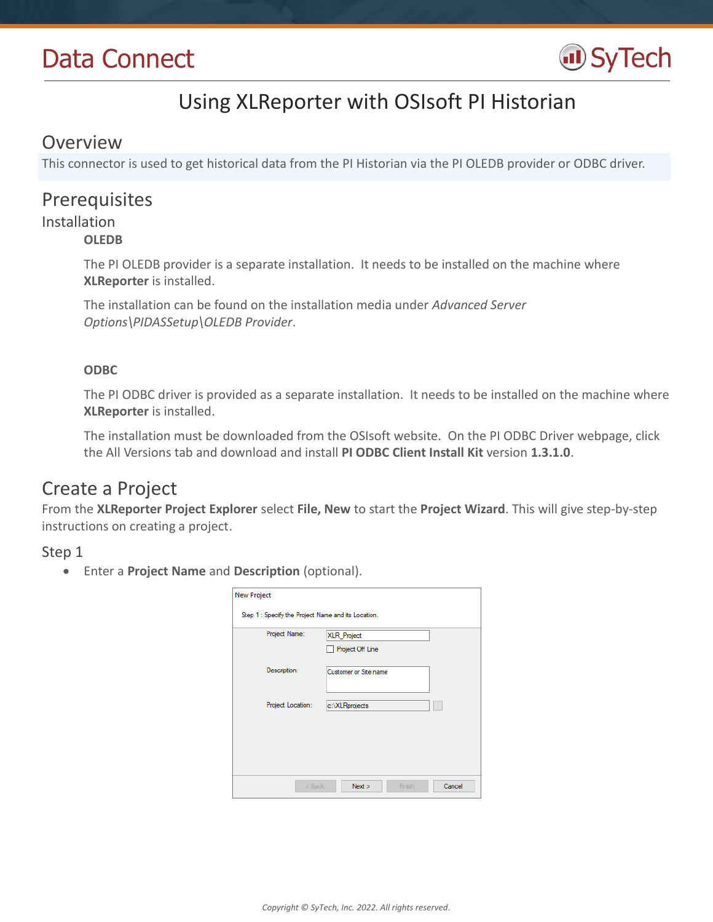# Data Connect

## Using XLReporter with OSIsoft PI Historian

## Overview

This connector is used to get historical data from the PI Historian via the PI OLEDB provider or ODBC driver.

## Prerequisites

### Installation

#### OLEDB

The PI OLEDB provider is a separate installation. It needs to be installed on the machine where **XLReporter** is installed.

The installation can be found on the installation media under *Advanced Server Options\PIDASSetup\OLEDB Provider*.

#### ODBC

The PI ODBC driver is provided as a separate installation. It needs to be installed on the machine where **XLReporter** is installed.

The installation must be downloaded from the OSIsoft website. On the PI ODBC Driver webpage, click the All Versions tab and download and install **PI ODBC Client Install Kit** version **1.3.1.0**.

## Create a Project

From the **XLReporter Project Explorer** select **File, New** to start the **Project Wizard**. This will give step-by-step instructions on creating a project.

### Step 1

- Enter a **Project Name** and **Description** (optional).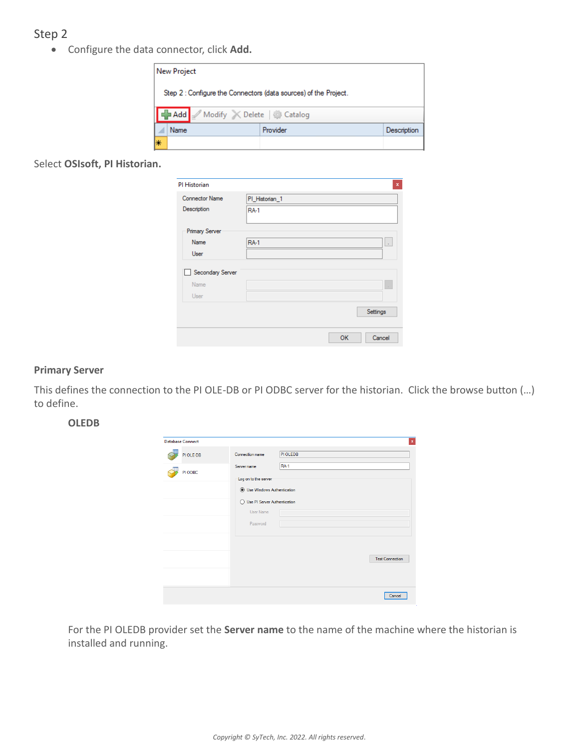Step 2

- Configure the data connector, click **Add.**

Select **OSIsoft, PI Historian.**

**Primary Server**

This defines the connection to the PI OLE-DB or PI ODBC server for the historian. Click the browse button (…) to define.

**OLEDB**

For the PI OLEDB provider set the **Server name** to the name of the machine where the historian is installed and running.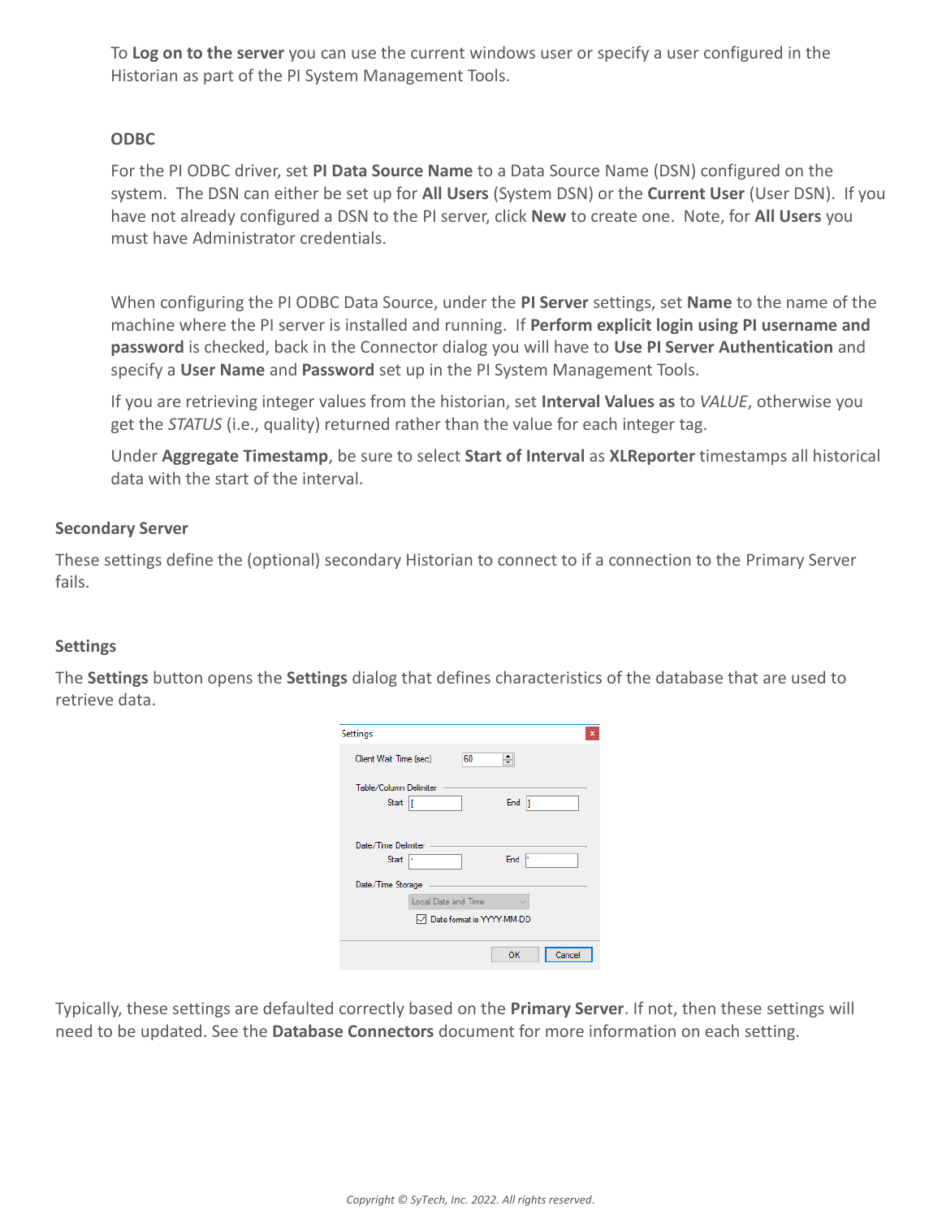To **Log on to the server** you can use the current windows user or specify a user configured in the Historian as part of the PI System Management Tools.

### ODBC

For the PI ODBC driver, set **PI Data Source Name** to a Data Source Name (DSN) configured on the system. The DSN can either be set up for **All Users** (System DSN) or the **Current User** (User DSN). If you have not already configured a DSN to the PI server, click **New** to create one. Note, for **All Users** you must have Administrator credentials.

When configuring the PI ODBC Data Source, under the **PI Server** settings, set **Name** to the name of the machine where the PI server is installed and running. If **Perform explicit login using PI username and password** is checked, back in the Connector dialog you will have to **Use PI Server Authentication** and specify a **User Name** and **Password** set up in the PI System Management Tools.

If you are retrieving integer values from the historian, set **Interval Values as** to *VALUE*, otherwise you get the *STATUS* (i.e., quality) returned rather than the value for each integer tag.

Under **Aggregate Timestamp**, be sure to select **Start of Interval** as **XLReporter** timestamps all historical data with the start of the interval.

## Secondary Server

These settings define the (optional) secondary Historian to connect to if a connection to the Primary Server fails.

## Settings

The **Settings** button opens the **Settings** dialog that defines characteristics of the database that are used to retrieve data.

Typically, these settings are defaulted correctly based on the **Primary Server**. If not, then these settings will need to be updated. See the **Database Connectors** document for more information on each setting.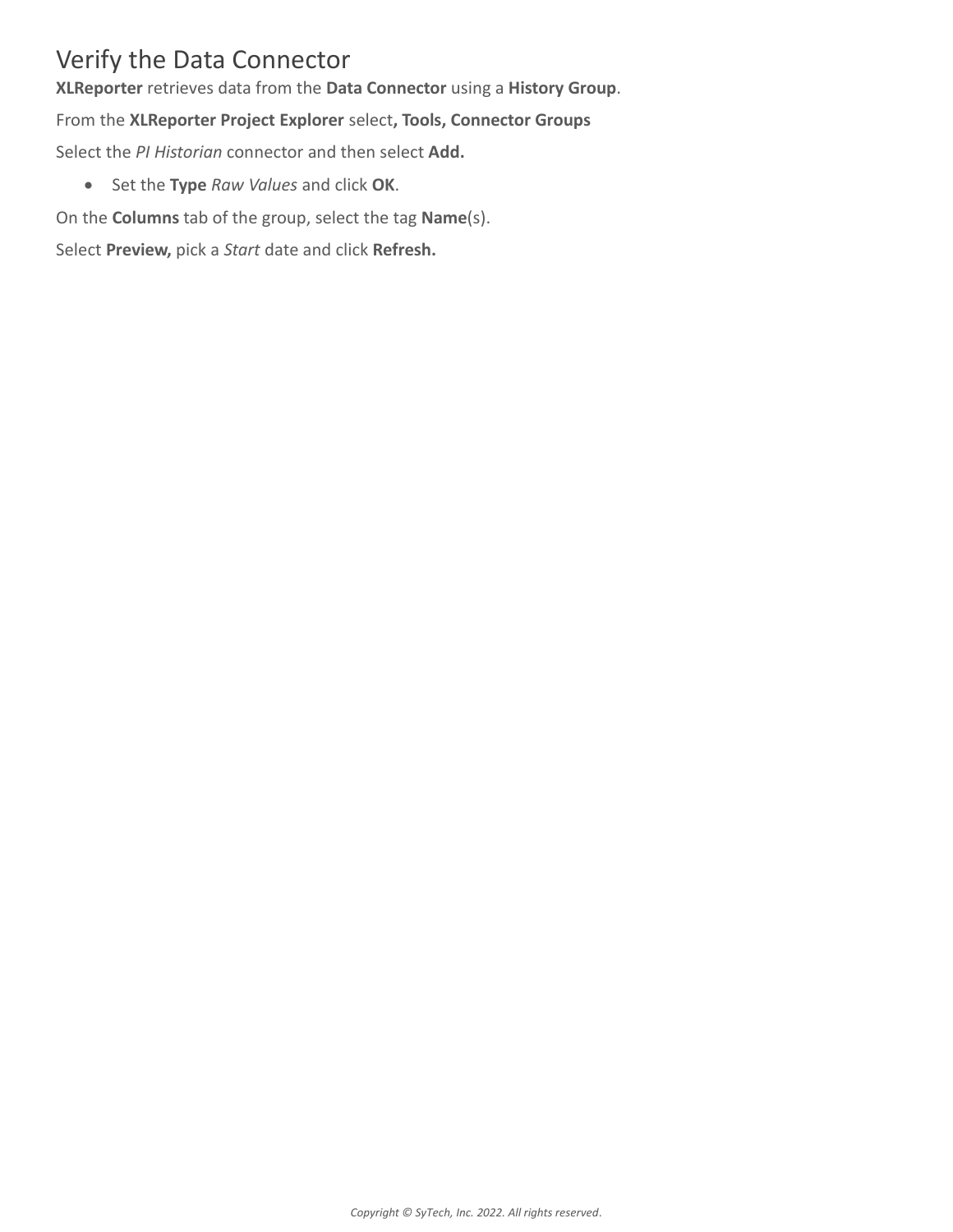# Verify the Data Connector

**XLReporter** retrieves data from the **Data Connector** using a **History Group**.

From the **XLReporter Project Explorer** select**, Tools, Connector Groups**

Select the *PI Historian* connector and then select **Add.**

- Set the **Type** *Raw Values* and click **OK**.

On the **Columns** tab of the group, select the tag **Name**(s).

Select **Preview,** pick a *Start* date and click **Refresh.**